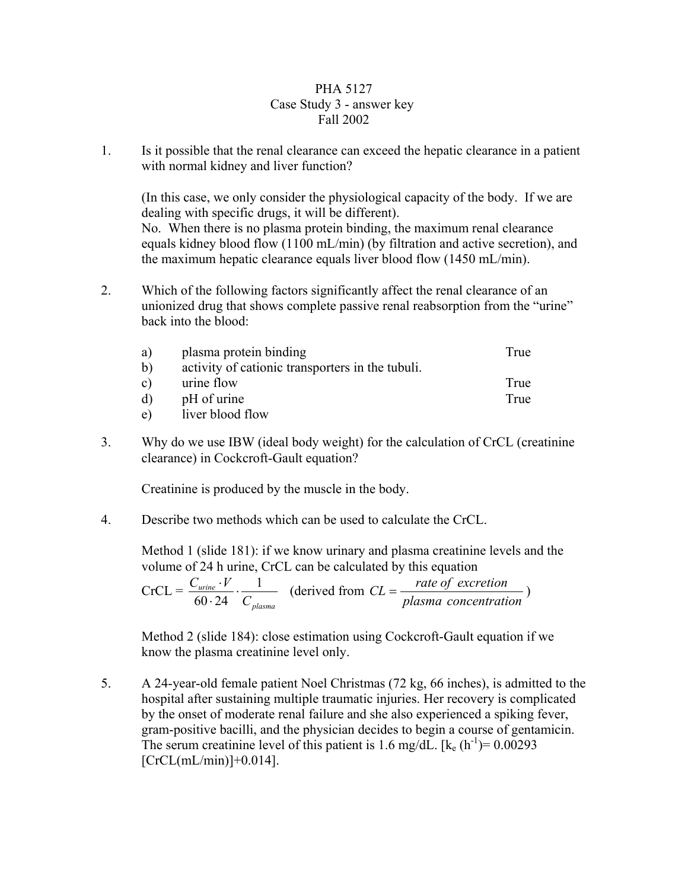PHA 5127
Case Study 3 - answer key
Fall 2002

1. Is it possible that the renal clearance can exceed the hepatic clearance in a patient with normal kidney and liver function?

   (In this case, we only consider the physiological capacity of the body. If we are dealing with specific drugs, it will be different).
   No. When there is no plasma protein binding, the maximum renal clearance equals kidney blood flow (1100 mL/min) (by filtration and active secretion), and the maximum hepatic clearance equals liver blood flow (1450 mL/min).

2. Which of the following factors significantly affect the renal clearance of an unionized drug that shows complete passive renal reabsorption from the "urine" back into the blood:

| | | |
|---|---|---|
| a) | plasma protein binding | True |
| b) | activity of cationic transporters in the tubuli. | |
| c) | urine flow | True |
| d) | pH of urine | True |
| e) | liver blood flow | |

3. Why do we use IBW (ideal body weight) for the calculation of CrCL (creatinine clearance) in Cockcroft-Gault equation?

   Creatinine is produced by the muscle in the body.

4. Describe two methods which can be used to calculate the CrCL.

   Method 1 (slide 181): if we know urinary and plasma creatinine levels and the volume of 24 h urine, CrCL can be calculated by this equation
   CrCL = $\frac{C_{urine} \cdot V}{60 \cdot 24} \cdot \frac{1}{C_{plasma}}$ (derived from $CL = \frac{rate\ of\ excretion}{plasma\ concentration}$)

   Method 2 (slide 184): close estimation using Cockcroft-Gault equation if we know the plasma creatinine level only.

5. A 24-year-old female patient Noel Christmas (72 kg, 66 inches), is admitted to the hospital after sustaining multiple traumatic injuries. Her recovery is complicated by the onset of moderate renal failure and she also experienced a spiking fever, gram-positive bacilli, and the physician decides to begin a course of gentamicin. The serum creatinine level of this patient is 1.6 mg/dL. [$k_e$ ($h^{-1}$)= 0.00293 [CrCL(mL/min)]+0.014].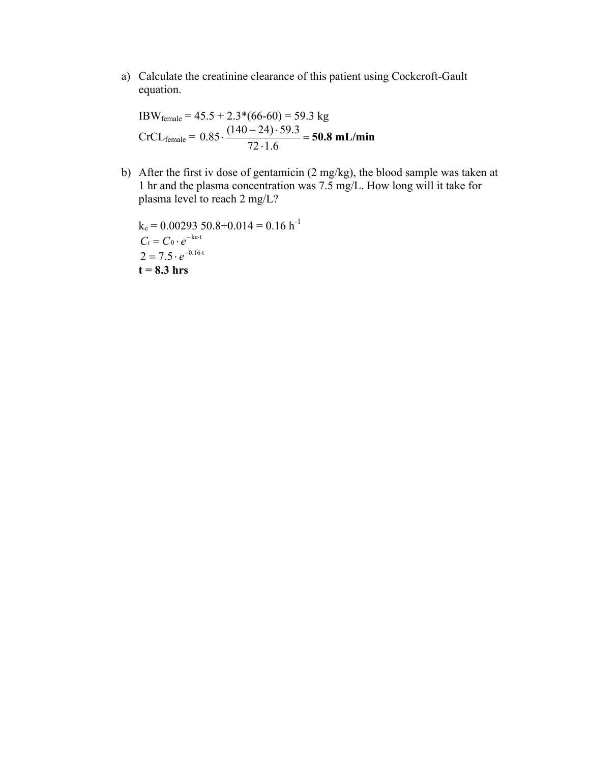a) Calculate the creatinine clearance of this patient using Cockcroft-Gault equation.

$IBW_{female}$ = 45.5 + 2.3*(66-60) = 59.3 kg

$$CrCL_{female} = 0.85 \cdot \frac{(140-24) \cdot 59.3}{72 \cdot 1.6} = \mathbf{50.8\ mL/min}$$

b) After the first iv dose of gentamicin (2 mg/kg), the blood sample was taken at 1 hr and the plasma concentration was 7.5 mg/L. How long will it take for plasma level to reach 2 mg/L?

$k_e = 0.00293\ 50.8 + 0.014 = 0.16\ h^{-1}$

$$C_t = C_0 \cdot e^{-ke \cdot t}$$

$$2 = 7.5 \cdot e^{-0.16 \cdot t}$$

**t = 8.3 hrs**